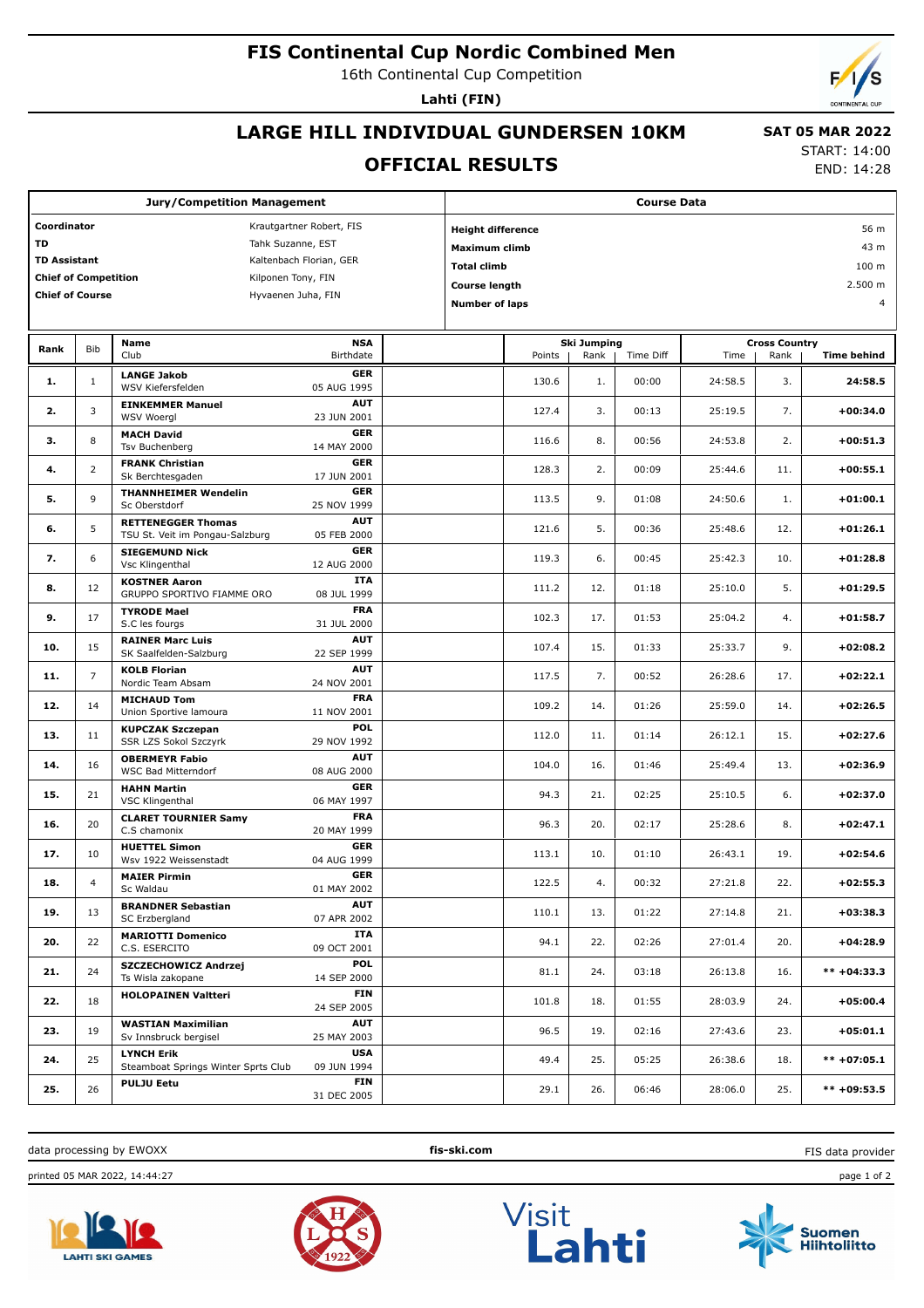# FIS Continental Cup Nordic Combined Men

16th Continental Cup Competition

**Lahti (FIN)**

## LARGE HILL INDIVIDUAL GUNDERSEN 10KM

## OFFICIAL RESULTS

**SAT 05 MAR 2022**
START: 14:00
END: 14:28

| Jury/Competition Management | |
|---|---|
| **Coordinator** | Krautgartner Robert, FIS |
| **TD** | Tahk Suzanne, EST |
| **TD Assistant** | Kaltenbach Florian, GER |
| **Chief of Competition** | Kilponen Tony, FIN |
| **Chief of Course** | Hyvaenen Juha, FIN |

| Course Data | |
|---|---|
| **Height difference** | 56 m |
| **Maximum climb** | 43 m |
| **Total climb** | 100 m |
| **Course length** | 2.500 m |
| **Number of laps** | 4 |

| Rank | Bib | Name / Club | NSA / Birthdate | Ski Jumping Points | Ski Jumping Rank | Ski Jumping Time Diff | Cross Country Time | Cross Country Rank | Time behind |
|---|---|---|---|---|---|---|---|---|---|
| 1. | 1 | **LANGE Jakob** WSV Kiefersfelden | **GER** 05 AUG 1995 | 130.6 | 1. | 00:00 | 24:58.5 | 3. | **24:58.5** |
| 2. | 3 | **EINKEMMER Manuel** WSV Woergl | **AUT** 23 JUN 2001 | 127.4 | 3. | 00:13 | 25:19.5 | 7. | **+00:34.0** |
| 3. | 8 | **MACH David** Tsv Buchenberg | **GER** 14 MAY 2000 | 116.6 | 8. | 00:56 | 24:53.8 | 2. | **+00:51.3** |
| 4. | 2 | **FRANK Christian** Sk Berchtesgaden | **GER** 17 JUN 2001 | 128.3 | 2. | 00:09 | 25:44.6 | 11. | **+00:55.1** |
| 5. | 9 | **THANNHEIMER Wendelin** Sc Oberstdorf | **GER** 25 NOV 1999 | 113.5 | 9. | 01:08 | 24:50.6 | 1. | **+01:00.1** |
| 6. | 5 | **RETTENEGGER Thomas** TSU St. Veit im Pongau-Salzburg | **AUT** 05 FEB 2000 | 121.6 | 5. | 00:36 | 25:48.6 | 12. | **+01:26.1** |
| 7. | 6 | **SIEGEMUND Nick** Vsc Klingenthal | **GER** 12 AUG 2000 | 119.3 | 6. | 00:45 | 25:42.3 | 10. | **+01:28.8** |
| 8. | 12 | **KOSTNER Aaron** GRUPPO SPORTIVO FIAMME ORO | **ITA** 08 JUL 1999 | 111.2 | 12. | 01:18 | 25:10.0 | 5. | **+01:29.5** |
| 9. | 17 | **TYRODE Mael** S.C les fougs | **FRA** 31 JUL 2000 | 102.3 | 17. | 01:53 | 25:04.2 | 4. | **+01:58.7** |
| 10. | 15 | **RAINER Marc Luis** SK Saalfelden-Salzburg | **AUT** 22 SEP 1999 | 107.4 | 15. | 01:33 | 25:33.7 | 9. | **+02:08.2** |
| 11. | 7 | **KOLB Florian** Nordic Team Absam | **AUT** 24 NOV 2001 | 117.5 | 7. | 00:52 | 26:28.6 | 17. | **+02:22.1** |
| 12. | 14 | **MICHAUD Tom** Union Sportive lamoura | **FRA** 11 NOV 2001 | 109.2 | 14. | 01:26 | 25:59.0 | 14. | **+02:26.5** |
| 13. | 11 | **KUPCZAK Szczepan** SSR LZS Sokol Szczyrk | **POL** 29 NOV 1992 | 112.0 | 11. | 01:14 | 26:12.1 | 15. | **+02:27.6** |
| 14. | 16 | **OBERMEYR Fabio** WSC Bad Mitterndorf | **AUT** 08 AUG 2000 | 104.0 | 16. | 01:46 | 25:49.4 | 13. | **+02:36.9** |
| 15. | 21 | **HAHN Martin** VSC Klingenthal | **GER** 06 MAY 1997 | 94.3 | 21. | 02:25 | 25:10.5 | 6. | **+02:37.0** |
| 16. | 20 | **CLARET TOURNIER Samy** C.S chamonix | **FRA** 20 MAY 1999 | 96.3 | 20. | 02:17 | 25:28.6 | 8. | **+02:47.1** |
| 17. | 10 | **HUETTEL Simon** Wsv 1922 Weissenstadt | **GER** 04 AUG 1999 | 113.1 | 10. | 01:10 | 26:43.1 | 19. | **+02:54.6** |
| 18. | 4 | **MAIER Pirmin** Sc Waldau | **GER** 01 MAY 2002 | 122.5 | 4. | 00:32 | 27:21.8 | 22. | **+02:55.3** |
| 19. | 13 | **BRANDNER Sebastian** SC Erzbergland | **AUT** 07 APR 2002 | 110.1 | 13. | 01:22 | 27:14.8 | 21. | **+03:38.3** |
| 20. | 22 | **MARIOTTI Domenico** C.S. ESERCITO | **ITA** 09 OCT 2001 | 94.1 | 22. | 02:26 | 27:01.4 | 20. | **+04:28.9** |
| 21. | 24 | **SZCZECHOWICZ Andrzej** Ts Wisla zakopane | **POL** 14 SEP 2000 | 81.1 | 24. | 03:18 | 26:13.8 | 16. | **\*\* +04:33.3** |
| 22. | 18 | **HOLOPAINEN Valtteri** | **FIN** 24 SEP 2005 | 101.8 | 18. | 01:55 | 28:03.9 | 24. | **+05:00.4** |
| 23. | 19 | **WASTIAN Maximilian** Sv Innsbruck bergisel | **AUT** 25 MAY 2003 | 96.5 | 19. | 02:16 | 27:43.6 | 23. | **+05:01.1** |
| 24. | 25 | **LYNCH Erik** Steamboat Springs Winter Sprts Club | **USA** 09 JUN 1994 | 49.4 | 25. | 05:25 | 26:38.6 | 18. | **\*\* +07:05.1** |
| 25. | 26 | **PULJU Eetu** | **FIN** 31 DEC 2005 | 29.1 | 26. | 06:46 | 28:06.0 | 25. | **\*\* +09:53.5** |

data processing by EWOXX — **fis-ski.com** — FIS data provider

printed 05 MAR 2022, 14:44:27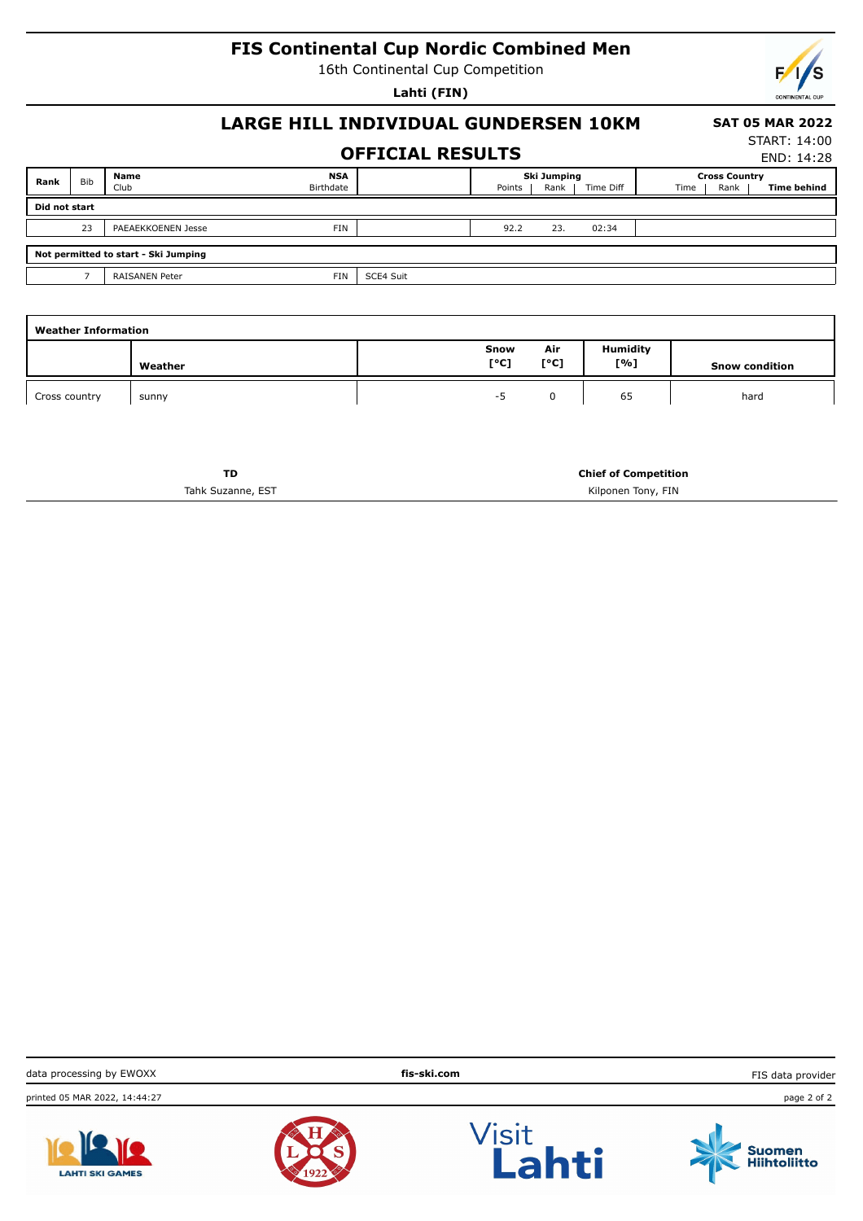# FIS Continental Cup Nordic Combined Men

16th Continental Cup Competition

**Lahti (FIN)**

## LARGE HILL INDIVIDUAL GUNDERSEN 10KM

**SAT 05 MAR 2022**

START: 14:00

END: 14:28

## OFFICIAL RESULTS

| Rank | Bib | Name / Club | NSA / Birthdate | | Ski Jumping Points | Ski Jumping Rank | Ski Jumping Time Diff | Cross Country Time | Cross Country Rank | Time behind |
|---|---|---|---|---|---|---|---|---|---|---|
| **Did not start** | | | | | | | | | | |
| | 23 | PAEAEKKOENEN Jesse | FIN | | 92.2 | 23. | 02:34 | | | |
| **Not permitted to start - Ski Jumping** | | | | | | | | | | |
| | 7 | RAISANEN Peter | FIN | SCE4 Suit | | | | | | |

**Weather Information**

| | Weather | Snow [°C] | Air [°C] | Humidity [%] | Snow condition |
|---|---|---|---|---|---|
| Cross country | sunny | -5 | 0 | 65 | hard |

**TD**
Tahk Suzanne, EST

**Chief of Competition**
Kilponen Tony, FIN

data processing by EWOXX | **fis-ski.com** | FIS data provider

printed 05 MAR 2022, 14:44:27